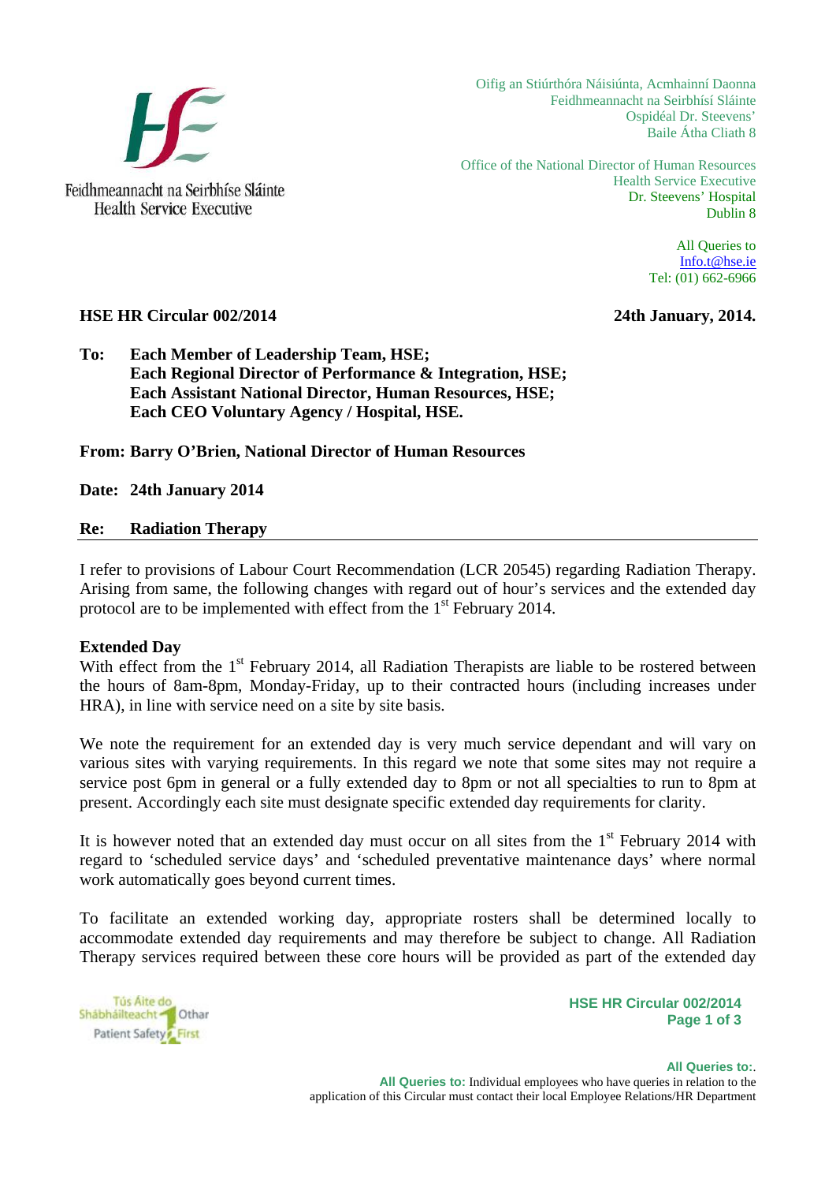Feidhmeannacht na Seirbhíse Sláinte
Health Service Executive

Oifig an Stiúrthóra Náisiúnta, Acmhainní Daonna
Feidhmeannacht na Seirbhísí Sláinte
Ospidéal Dr. Steevens'
Baile Átha Cliath 8

Office of the National Director of Human Resources
Health Service Executive
Dr. Steevens' Hospital
Dublin 8

All Queries to
Info.t@hse.ie
Tel: (01) 662-6966

**HSE HR Circular 002/2014** **24th January, 2014.**

**To: Each Member of Leadership Team, HSE;**
**Each Regional Director of Performance & Integration, HSE;**
**Each Assistant National Director, Human Resources, HSE;**
**Each CEO Voluntary Agency / Hospital, HSE.**

**From: Barry O'Brien, National Director of Human Resources**

**Date: 24th January 2014**

**Re: Radiation Therapy**

---

I refer to provisions of Labour Court Recommendation (LCR 20545) regarding Radiation Therapy. Arising from same, the following changes with regard out of hour's services and the extended day protocol are to be implemented with effect from the 1st February 2014.

**Extended Day**

With effect from the 1st February 2014, all Radiation Therapists are liable to be rostered between the hours of 8am-8pm, Monday-Friday, up to their contracted hours (including increases under HRA), in line with service need on a site by site basis.

We note the requirement for an extended day is very much service dependant and will vary on various sites with varying requirements. In this regard we note that some sites may not require a service post 6pm in general or a fully extended day to 8pm or not all specialties to run to 8pm at present. Accordingly each site must designate specific extended day requirements for clarity.

It is however noted that an extended day must occur on all sites from the 1st February 2014 with regard to 'scheduled service days' and 'scheduled preventative maintenance days' where normal work automatically goes beyond current times.

To facilitate an extended working day, appropriate rosters shall be determined locally to accommodate extended day requirements and may therefore be subject to change. All Radiation Therapy services required between these core hours will be provided as part of the extended day

Tús Áite do Shábháilteacht Othar
Patient Safety First

**All Queries to:** Individual employees who have queries in relation to the application of this Circular must contact their local Employee Relations/HR Department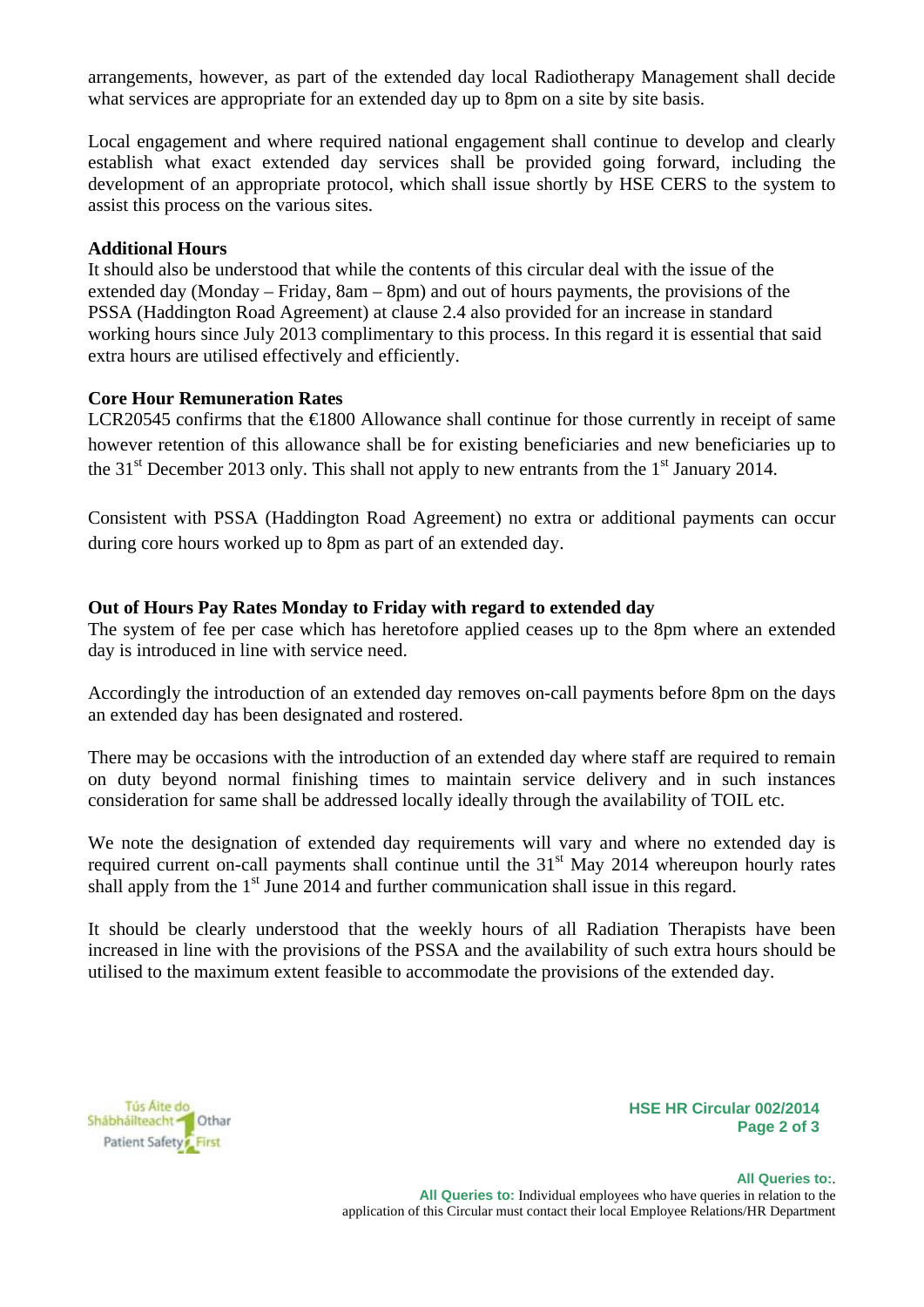arrangements, however, as part of the extended day local Radiotherapy Management shall decide what services are appropriate for an extended day up to 8pm on a site by site basis.

Local engagement and where required national engagement shall continue to develop and clearly establish what exact extended day services shall be provided going forward, including the development of an appropriate protocol, which shall issue shortly by HSE CERS to the system to assist this process on the various sites.

**Additional Hours**
It should also be understood that while the contents of this circular deal with the issue of the extended day (Monday – Friday, 8am – 8pm) and out of hours payments, the provisions of the PSSA (Haddington Road Agreement) at clause 2.4 also provided for an increase in standard working hours since July 2013 complimentary to this process. In this regard it is essential that said extra hours are utilised effectively and efficiently.

**Core Hour Remuneration Rates**
LCR20545 confirms that the €1800 Allowance shall continue for those currently in receipt of same however retention of this allowance shall be for existing beneficiaries and new beneficiaries up to the 31st December 2013 only. This shall not apply to new entrants from the 1st January 2014.

Consistent with PSSA (Haddington Road Agreement) no extra or additional payments can occur during core hours worked up to 8pm as part of an extended day.

**Out of Hours Pay Rates Monday to Friday with regard to extended day**
The system of fee per case which has heretofore applied ceases up to the 8pm where an extended day is introduced in line with service need.

Accordingly the introduction of an extended day removes on-call payments before 8pm on the days an extended day has been designated and rostered.

There may be occasions with the introduction of an extended day where staff are required to remain on duty beyond normal finishing times to maintain service delivery and in such instances consideration for same shall be addressed locally ideally through the availability of TOIL etc.

We note the designation of extended day requirements will vary and where no extended day is required current on-call payments shall continue until the 31st May 2014 whereupon hourly rates shall apply from the 1st June 2014 and further communication shall issue in this regard.

It should be clearly understood that the weekly hours of all Radiation Therapists have been increased in line with the provisions of the PSSA and the availability of such extra hours should be utilised to the maximum extent feasible to accommodate the provisions of the extended day.

**All Queries to:** Individual employees who have queries in relation to the application of this Circular must contact their local Employee Relations/HR Department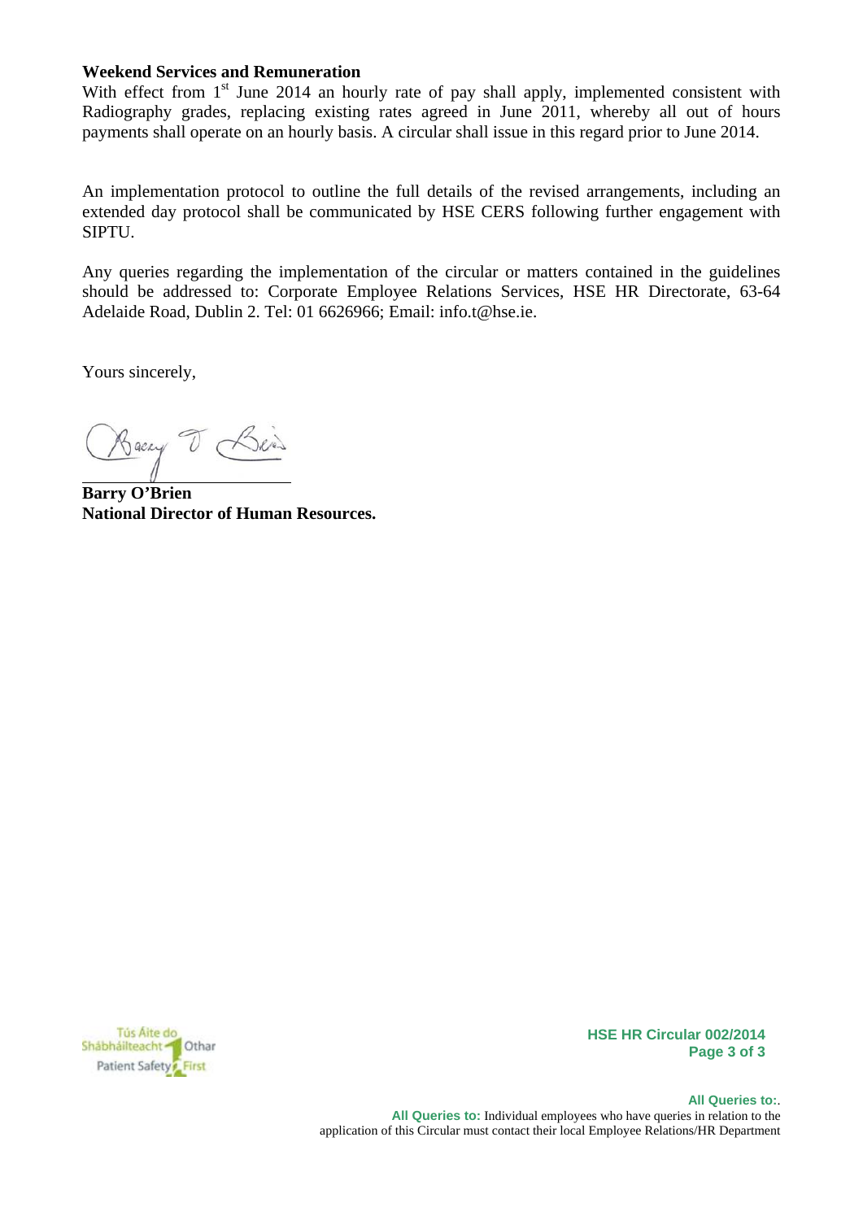**Weekend Services and Remuneration**

With effect from 1st June 2014 an hourly rate of pay shall apply, implemented consistent with Radiography grades, replacing existing rates agreed in June 2011, whereby all out of hours payments shall operate on an hourly basis. A circular shall issue in this regard prior to June 2014.

An implementation protocol to outline the full details of the revised arrangements, including an extended day protocol shall be communicated by HSE CERS following further engagement with SIPTU.

Any queries regarding the implementation of the circular or matters contained in the guidelines should be addressed to: Corporate Employee Relations Services, HSE HR Directorate, 63-64 Adelaide Road, Dublin 2. Tel: 01 6626966; Email: info.t@hse.ie.

Yours sincerely,

**Barry O'Brien**
**National Director of Human Resources.**

**All Queries to:** Individual employees who have queries in relation to the application of this Circular must contact their local Employee Relations/HR Department